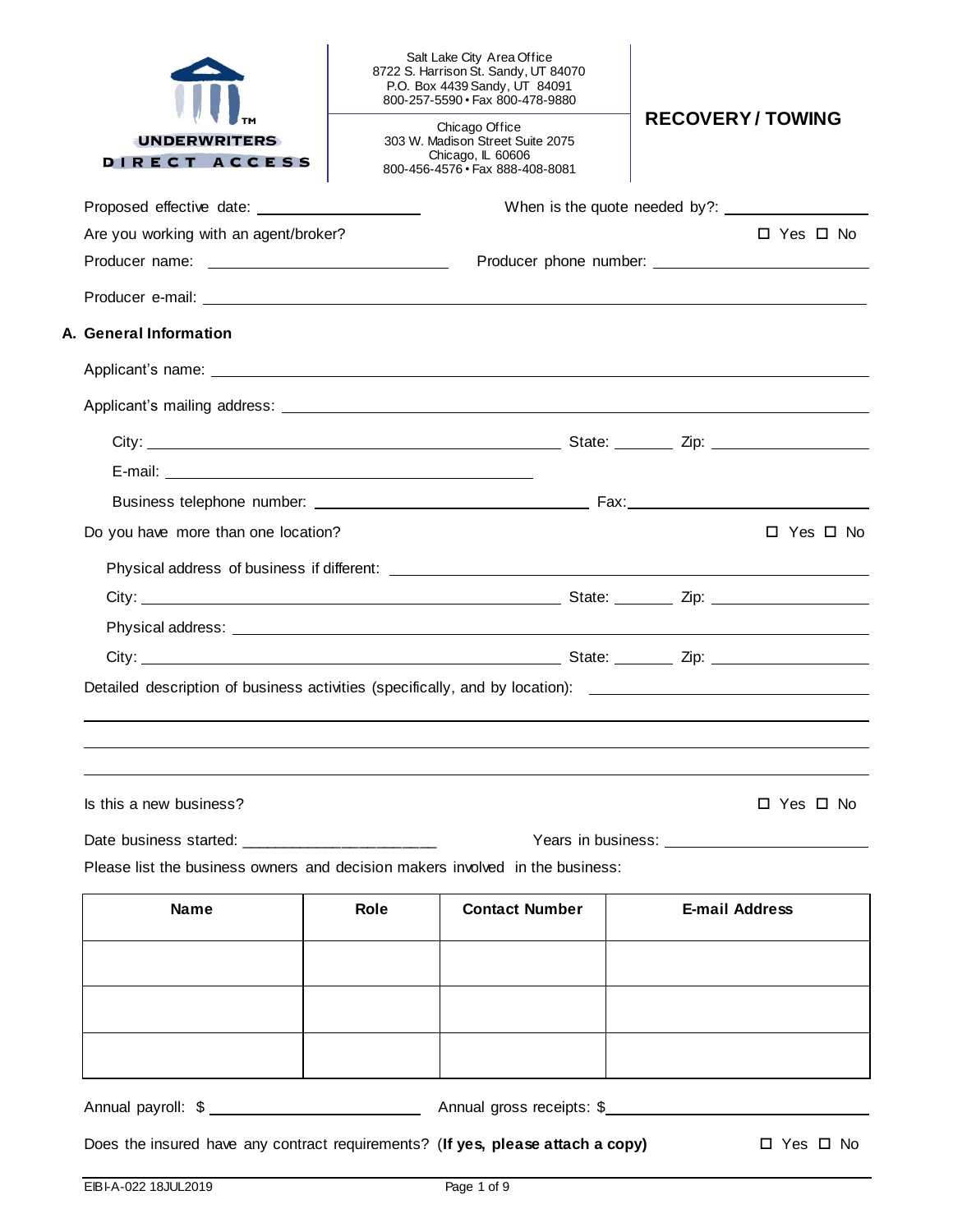**UNDERWRITERS DIRECT ACCESS**™

Salt Lake City Area Office
8722 S. Harrison St. Sandy, UT 84070
P.O. Box 4439 Sandy, UT 84091
800-257-5590 • Fax 800-478-9880

Chicago Office
303 W. Madison Street Suite 2075
Chicago, IL 60606
800-456-4576 • Fax 888-408-8081

# RECOVERY / TOWING

Proposed effective date: ____________________ When is the quote needed by?: ________________

Are you working with an agent/broker? ☐ Yes ☐ No

Producer name: ______________________________ Producer phone number: ______________________________

Producer e-mail: ____________________________________________________________________________

## A. General Information

Applicant's name: ____________________________________________________________________________

Applicant's mailing address: ____________________________________________________________________

City: ____________________________________________ State: ________ Zip: ____________________

E-mail: ____________________________________________

Business telephone number: ________________________________ Fax: ________________________________

Do you have more than one location? ☐ Yes ☐ No

Physical address of business if different: ______________________________________________________

City: ____________________________________________ State: ________ Zip: ____________________

Physical address: ___________________________________________________________________________

City: ____________________________________________ State: ________ Zip: ____________________

Detailed description of business activities (specifically, and by location): ________________________________

____________________________________________________________________________________________

____________________________________________________________________________________________

____________________________________________________________________________________________

Is this a new business? ☐ Yes ☐ No

Date business started: ________________________ Years in business: ________________________

Please list the business owners and decision makers involved in the business:

| Name | Role | Contact Number | E-mail Address |
| --- | --- | --- | --- |
| | | | |
| | | | |
| | | | |

Annual payroll: $ ________________________ Annual gross receipts: $ ________________________

Does the insured have any contract requirements? (**If yes, please attach a copy)** ☐ Yes ☐ No

EIBI-A-022 18JUL2019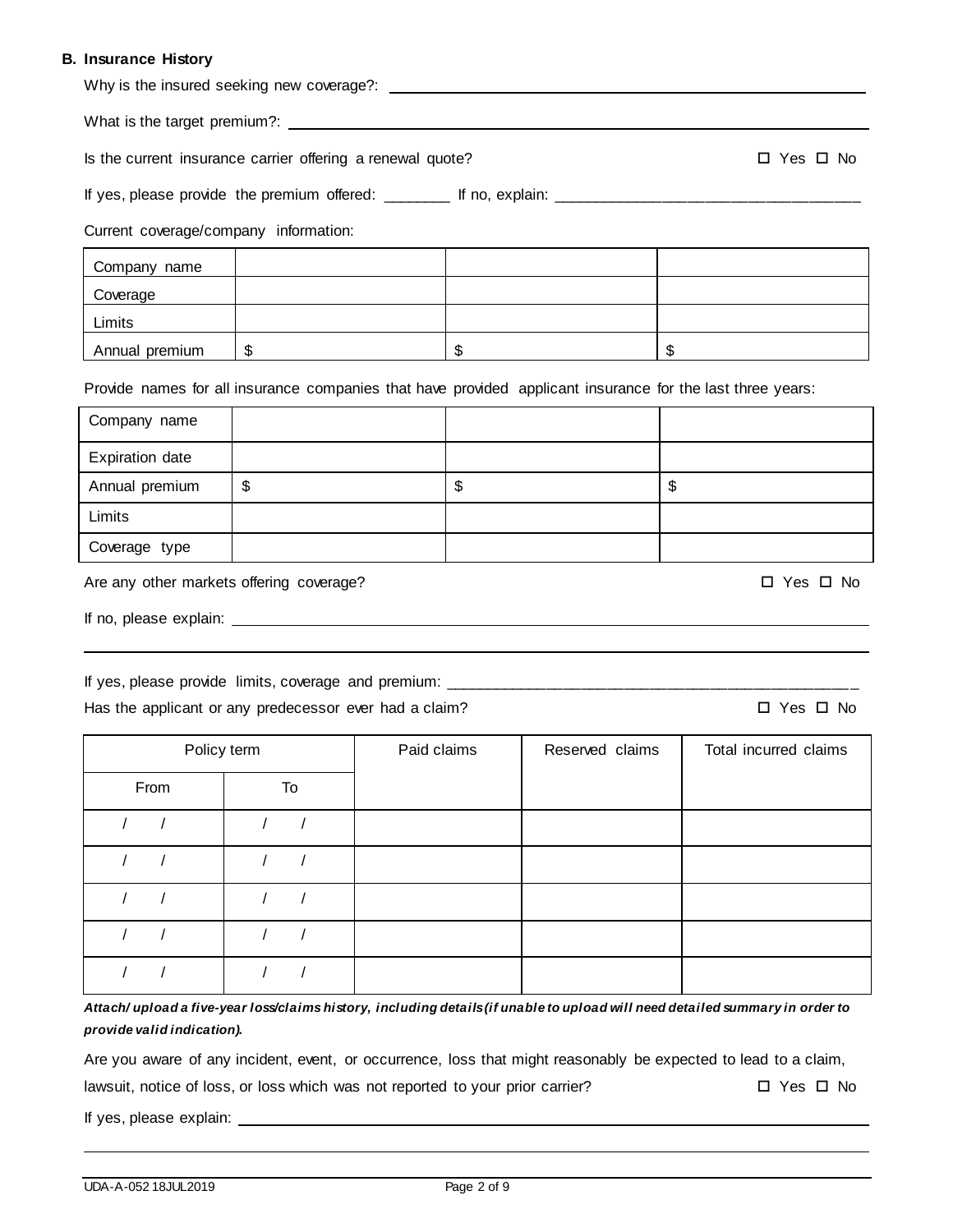### B. Insurance History

Why is the insured seeking new coverage?: ______________________________

What is the target premium?: ______________________________

Is the current insurance carrier offering a renewal quote? ☐ Yes ☐ No

If yes, please provide the premium offered: ________ If no, explain: ______________________________

Current coverage/company information:

| Company name | | | |
|---|---|---|---|
| Coverage | | | |
| Limits | | | |
| Annual premium | $ | $ | $ |

Provide names for all insurance companies that have provided applicant insurance for the last three years:

| Company name | | | |
|---|---|---|---|
| Expiration date | | | |
| Annual premium | $ | $ | $ |
| Limits | | | |
| Coverage type | | | |

Are any other markets offering coverage? ☐ Yes ☐ No

If no, please explain: ______________________________

______________________________

If yes, please provide limits, coverage and premium: ______________________________

Has the applicant or any predecessor ever had a claim? ☐ Yes ☐ No

| Policy term | | Paid claims | Reserved claims | Total incurred claims |
|---|---|---|---|---|
| From | To | | | |
| / / | / / | | | |
| / / | / / | | | |
| / / | / / | | | |
| / / | / / | | | |
| / / | / / | | | |

***Attach/ upload a five-year loss/claims history, including details(if unable to upload will need detailed summary in order to provide valid indication).***

Are you aware of any incident, event, or occurrence, loss that might reasonably be expected to lead to a claim, lawsuit, notice of loss, or loss which was not reported to your prior carrier? ☐ Yes ☐ No

If yes, please explain: ______________________________

______________________________

UDA-A-052 18JUL2019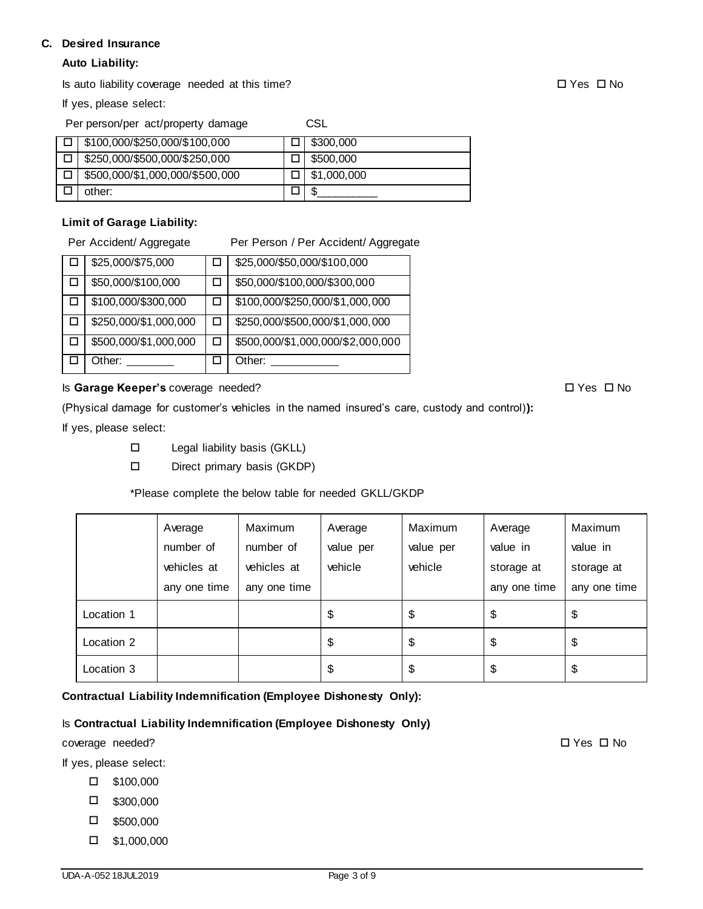## C. Desired Insurance

**Auto Liability:**

Is auto liability coverage needed at this time? ☐ Yes ☐ No

If yes, please select:

| | Per person/per act/property damage | | CSL |
|---|---|---|---|
| ☐ | $100,000/$250,000/$100,000 | ☐ | $300,000 |
| ☐ | $250,000/$500,000/$250,000 | ☐ | $500,000 |
| ☐ | $500,000/$1,000,000/$500,000 | ☐ | $1,000,000 |
| ☐ | other: | ☐ | $_________ |

**Limit of Garage Liability:**

| | Per Accident/ Aggregate | | Per Person / Per Accident/ Aggregate |
|---|---|---|---|
| ☐ | $25,000/$75,000 | ☐ | $25,000/$50,000/$100,000 |
| ☐ | $50,000/$100,000 | ☐ | $50,000/$100,000/$300,000 |
| ☐ | $100,000/$300,000 | ☐ | $100,000/$250,000/$1,000,000 |
| ☐ | $250,000/$1,000,000 | ☐ | $250,000/$500,000/$1,000,000 |
| ☐ | $500,000/$1,000,000 | ☐ | $500,000/$1,000,000/$2,000,000 |
| ☐ | Other: _______ | ☐ | Other: __________ |

Is **Garage Keeper's** coverage needed? ☐ Yes ☐ No

(Physical damage for customer's vehicles in the named insured's care, custody and control)**):**

If yes, please select:

- ☐ Legal liability basis (GKLL)
- ☐ Direct primary basis (GKDP)

*Please complete the below table for needed GKLL/GKDP

| | Average number of vehicles at any one time | Maximum number of vehicles at any one time | Average value per vehicle | Maximum value per vehicle | Average value in storage at any one time | Maximum value in storage at any one time |
|---|---|---|---|---|---|---|
| Location 1 | | | $ | $ | $ | $ |
| Location 2 | | | $ | $ | $ | $ |
| Location 3 | | | $ | $ | $ | $ |

**Contractual Liability Indemnification (Employee Dishonesty Only):**

Is **Contractual Liability Indemnification (Employee Dishonesty Only)** coverage needed? ☐ Yes ☐ No

If yes, please select:

- ☐ $100,000
- ☐ $300,000
- ☐ $500,000
- ☐ $1,000,000

UDA-A-052 18JUL2019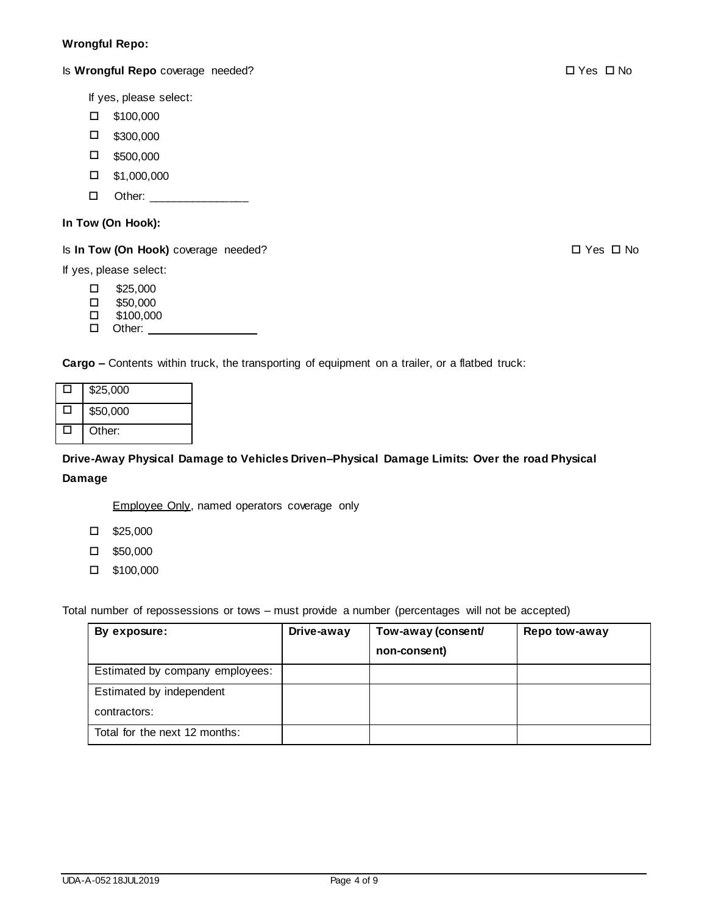**Wrongful Repo:**

Is **Wrongful Repo** coverage needed? ☐ Yes ☐ No

If yes, please select:

- ☐ $100,000
- ☐ $300,000
- ☐ $500,000
- ☐ $1,000,000
- ☐ Other: ________________

**In Tow (On Hook):**

Is **In Tow (On Hook)** coverage needed? ☐ Yes ☐ No

If yes, please select:

- ☐ $25,000
- ☐ $50,000
- ☐ $100,000
- ☐ Other: __________________

**Cargo –** Contents within truck, the transporting of equipment on a trailer, or a flatbed truck:

| ☐ | $25,000 |
|---|---|
| ☐ | $50,000 |
| ☐ | Other: |

**Drive-Away Physical Damage to Vehicles Driven–Physical Damage Limits: Over the road Physical Damage**

Employee Only, named operators coverage only

- ☐ $25,000
- ☐ $50,000
- ☐ $100,000

Total number of repossessions or tows – must provide a number (percentages will not be accepted)

| By exposure: | Drive-away | Tow-away (consent/ non-consent) | Repo tow-away |
|---|---|---|---|
| Estimated by company employees: | | | |
| Estimated by independent contractors: | | | |
| Total for the next 12 months: | | | |

UDA-A-052 18JUL2019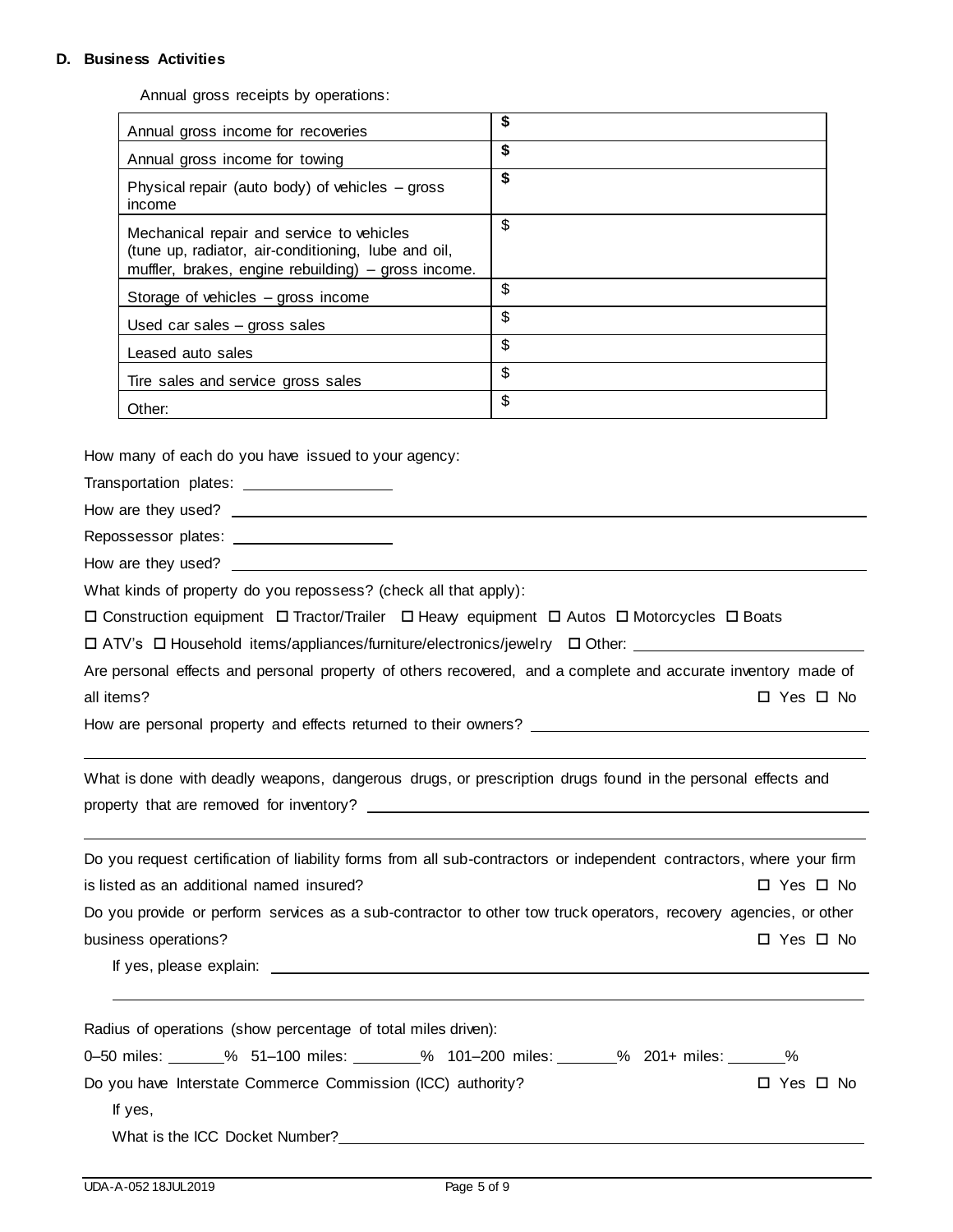### D. Business Activities

Annual gross receipts by operations:

| | |
|---|---|
| Annual gross income for recoveries | **$** |
| Annual gross income for towing | **$** |
| Physical repair (auto body) of vehicles – gross income | **$** |
| Mechanical repair and service to vehicles (tune up, radiator, air-conditioning, lube and oil, muffler, brakes, engine rebuilding) – gross income. | $ |
| Storage of vehicles – gross income | $ |
| Used car sales – gross sales | $ |
| Leased auto sales | $ |
| Tire sales and service gross sales | $ |
| Other: | $ |

How many of each do you have issued to your agency:

Transportation plates: ________________

How are they used? ________________________________________________________________

Repossessor plates: ________________

How are they used? ________________________________________________________________

What kinds of property do you repossess? (check all that apply):

☐ Construction equipment ☐ Tractor/Trailer ☐ Heavy equipment ☐ Autos ☐ Motorcycles ☐ Boats

☐ ATV's ☐ Household items/appliances/furniture/electronics/jewelry ☐ Other: ________________

Are personal effects and personal property of others recovered, and a complete and accurate inventory made of all items? ☐ Yes ☐ No

How are personal property and effects returned to their owners? ________________________________

________________________________________________________________________________

What is done with deadly weapons, dangerous drugs, or prescription drugs found in the personal effects and property that are removed for inventory? ________________________________________________

________________________________________________________________________________

Do you request certification of liability forms from all sub-contractors or independent contractors, where your firm is listed as an additional named insured? ☐ Yes ☐ No

Do you provide or perform services as a sub-contractor to other tow truck operators, recovery agencies, or other business operations? ☐ Yes ☐ No

If yes, please explain: ________________________________________________________________

________________________________________________________________________________

Radius of operations (show percentage of total miles driven):

0–50 miles: ______% 51–100 miles: ______% 101–200 miles: ______% 201+ miles: ______%

Do you have Interstate Commerce Commission (ICC) authority? ☐ Yes ☐ No

If yes,

What is the ICC Docket Number? ________________________________________________

UDA-A-052 18JUL2019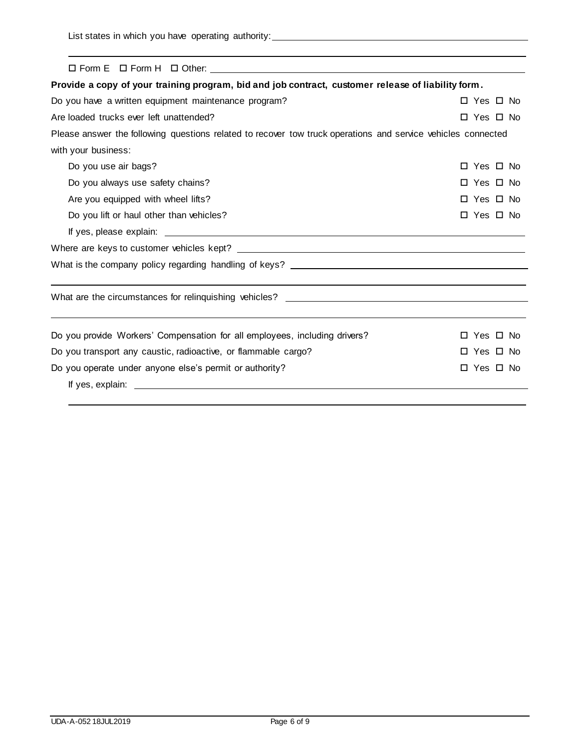List states in which you have operating authority: ______________________________

______________________________________________________________________

☐ Form E ☐ Form H ☐ Other: ______________________________

**Provide a copy of your training program, bid and job contract, customer release of liability form.**

Do you have a written equipment maintenance program? ☐ Yes ☐ No

Are loaded trucks ever left unattended? ☐ Yes ☐ No

Please answer the following questions related to recover tow truck operations and service vehicles connected with your business:

- Do you use air bags? ☐ Yes ☐ No
- Do you always use safety chains? ☐ Yes ☐ No
- Are you equipped with wheel lifts? ☐ Yes ☐ No
- Do you lift or haul other than vehicles? ☐ Yes ☐ No
  - If yes, please explain: ______________________________

Where are keys to customer vehicles kept? ______________________________

What is the company policy regarding handling of keys? ______________________________

______________________________________________________________________

What are the circumstances for relinquishing vehicles? ______________________________

______________________________________________________________________

Do you provide Workers' Compensation for all employees, including drivers? ☐ Yes ☐ No

Do you transport any caustic, radioactive, or flammable cargo? ☐ Yes ☐ No

Do you operate under anyone else's permit or authority? ☐ Yes ☐ No

If yes, explain: ______________________________

______________________________________________________________________

UDA-A-052 18JUL2019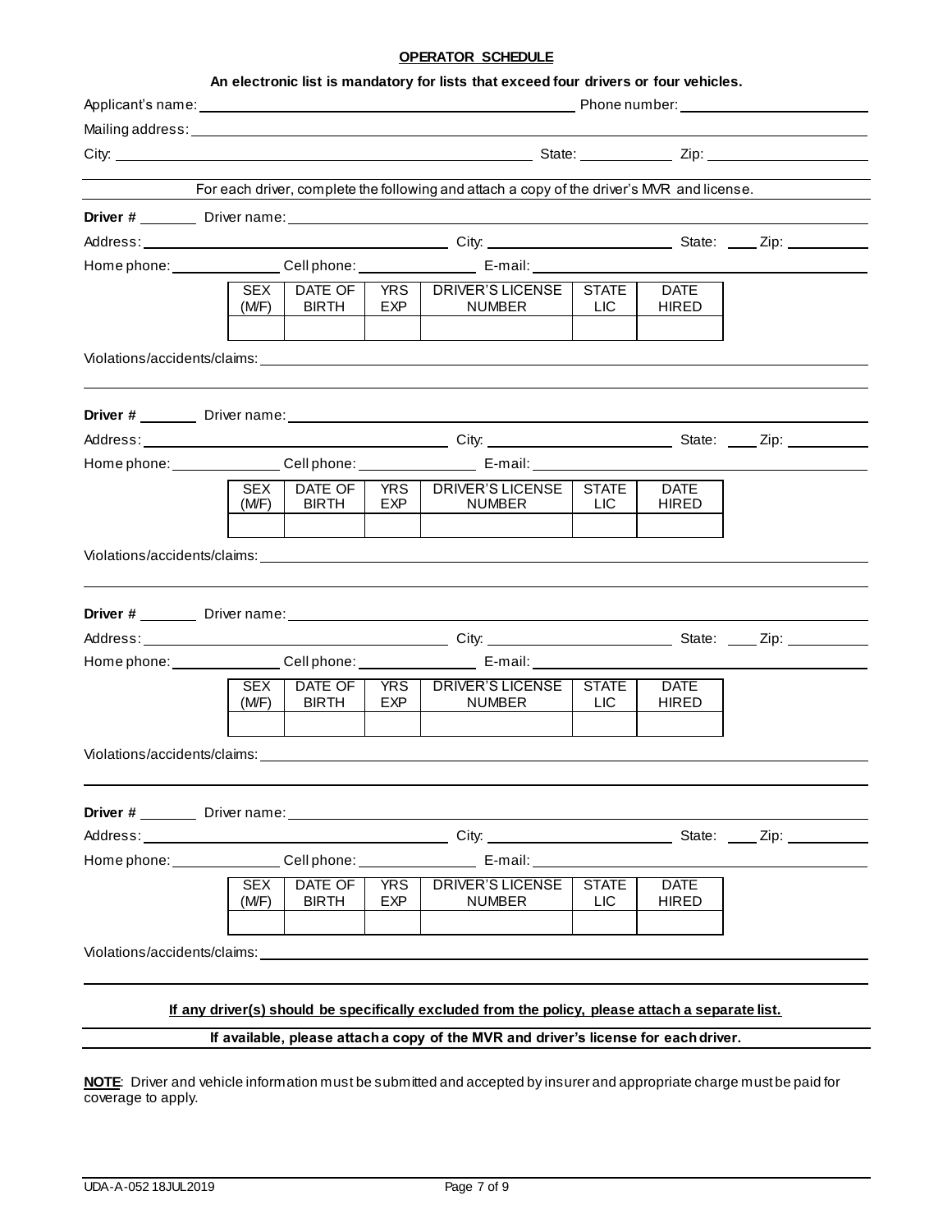## OPERATOR SCHEDULE

**An electronic list is mandatory for lists that exceed four drivers or four vehicles.**

Applicant's name: ______________________________ Phone number: ______________________

Mailing address: ______________________________________________________________

City: ______________________________ State: ____________ Zip: ______________________

For each driver, complete the following and attach a copy of the driver's MVR and license.

**Driver #** ________ Driver name: ______________________________________________

Address: ______________________________ City: ______________________ State: ____ Zip: __________

Home phone: ______________ Cell phone: ______________ E-mail: ______________________

| SEX (M/F) | DATE OF BIRTH | YRS EXP | DRIVER'S LICENSE NUMBER | STATE LIC | DATE HIRED |
|---|---|---|---|---|---|
| | | | | | |

Violations/accidents/claims: ______________________________________________________

**Driver #** ________ Driver name: ______________________________________________

Address: ______________________________ City: ______________________ State: ____ Zip: __________

Home phone: ______________ Cell phone: ______________ E-mail: ______________________

| SEX (M/F) | DATE OF BIRTH | YRS EXP | DRIVER'S LICENSE NUMBER | STATE LIC | DATE HIRED |
|---|---|---|---|---|---|
| | | | | | |

Violations/accidents/claims: ______________________________________________________

**Driver #** ________ Driver name: ______________________________________________

Address: ______________________________ City: ______________________ State: ____ Zip: __________

Home phone: ______________ Cell phone: ______________ E-mail: ______________________

| SEX (M/F) | DATE OF BIRTH | YRS EXP | DRIVER'S LICENSE NUMBER | STATE LIC | DATE HIRED |
|---|---|---|---|---|---|
| | | | | | |

Violations/accidents/claims: ______________________________________________________

**Driver #** ________ Driver name: ______________________________________________

Address: ______________________________ City: ______________________ State: ____ Zip: __________

Home phone: ______________ Cell phone: ______________ E-mail: ______________________

| SEX (M/F) | DATE OF BIRTH | YRS EXP | DRIVER'S LICENSE NUMBER | STATE LIC | DATE HIRED |
|---|---|---|---|---|---|
| | | | | | |

Violations/accidents/claims: ______________________________________________________

**If any driver(s) should be specifically excluded from the policy, please attach a separate list.**

**If available, please attach a copy of the MVR and driver's license for each driver.**

**NOTE**: Driver and vehicle information must be submitted and accepted by insurer and appropriate charge must be paid for coverage to apply.

UDA-A-052 18JUL2019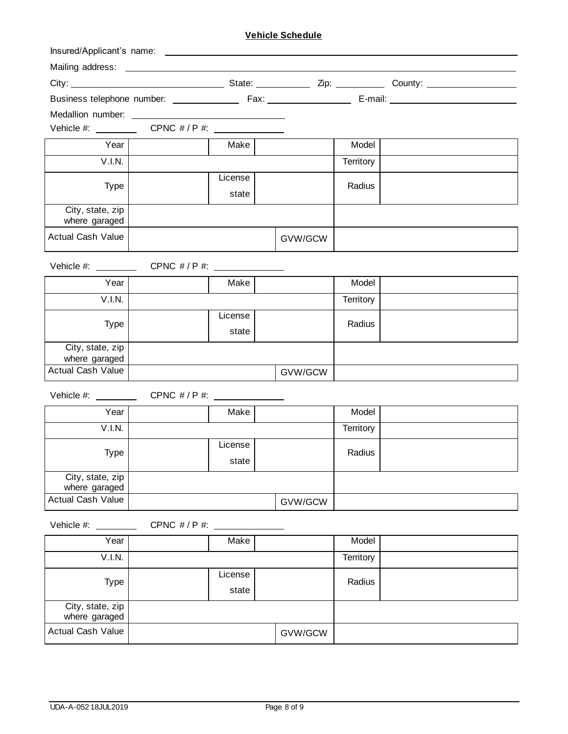**Vehicle Schedule**

Insured/Applicant's name: \_\_\_\_\_\_\_\_\_\_\_\_\_\_\_\_\_\_\_\_\_\_\_\_\_\_\_\_\_\_\_\_\_\_\_\_\_\_\_\_

Mailing address: \_\_\_\_\_\_\_\_\_\_\_\_\_\_\_\_\_\_\_\_\_\_\_\_\_\_\_\_\_\_\_\_\_\_\_\_\_\_\_\_

City: \_\_\_\_\_\_\_\_\_\_\_\_\_\_\_\_\_\_\_\_ State: \_\_\_\_\_\_\_\_ Zip: \_\_\_\_\_\_\_\_ County: \_\_\_\_\_\_\_\_\_\_\_\_

Business telephone number: \_\_\_\_\_\_\_\_\_\_\_\_ Fax: \_\_\_\_\_\_\_\_\_\_\_\_ E-mail: \_\_\_\_\_\_\_\_\_\_\_\_\_\_\_\_

Medallion number: \_\_\_\_\_\_\_\_\_\_\_\_\_\_\_\_\_\_\_\_

Vehicle #: \_\_\_\_\_\_\_\_ CPNC # / P #: \_\_\_\_\_\_\_\_\_\_\_\_

| Year | | Make | | Model | |
|---|---|---|---|---|---|
| V.I.N. | | | | Territory | |
| Type | | License state | | Radius | |
| City, state, zip where garaged | | | | | |
| Actual Cash Value | | | GVW/GCW | | |

Vehicle #: \_\_\_\_\_\_\_\_ CPNC # / P #: \_\_\_\_\_\_\_\_\_\_\_\_

| Year | | Make | | Model | |
|---|---|---|---|---|---|
| V.I.N. | | | | Territory | |
| Type | | License state | | Radius | |
| City, state, zip where garaged | | | | | |
| Actual Cash Value | | | GVW/GCW | | |

Vehicle #: \_\_\_\_\_\_\_\_ CPNC # / P #: \_\_\_\_\_\_\_\_\_\_\_\_

| Year | | Make | | Model | |
|---|---|---|---|---|---|
| V.I.N. | | | | Territory | |
| Type | | License state | | Radius | |
| City, state, zip where garaged | | | | | |
| Actual Cash Value | | | GVW/GCW | | |

Vehicle #: \_\_\_\_\_\_\_\_ CPNC # / P #: \_\_\_\_\_\_\_\_\_\_\_\_

| Year | | Make | | Model | |
|---|---|---|---|---|---|
| V.I.N. | | | | Territory | |
| Type | | License state | | Radius | |
| City, state, zip where garaged | | | | | |
| Actual Cash Value | | | GVW/GCW | | |

UDA-A-052 18JUL2019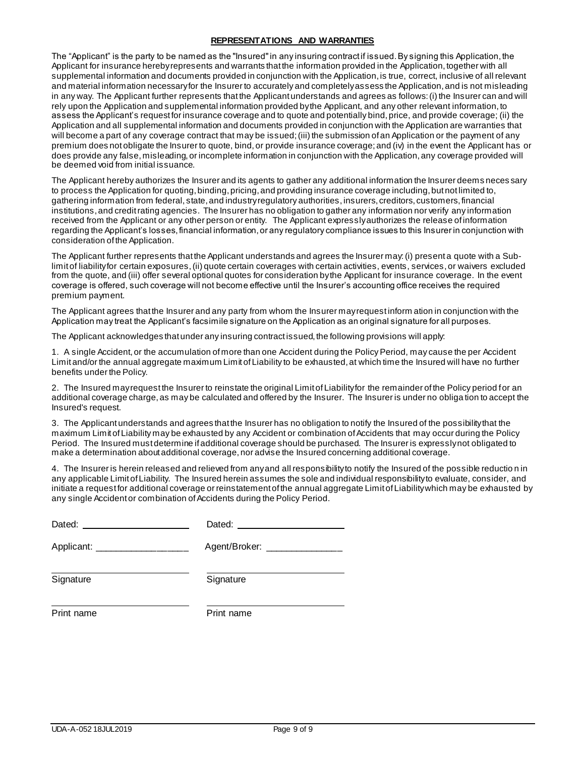## REPRESENTATIONS AND WARRANTIES

The "Applicant" is the party to be named as the "Insured" in any insuring contract if issued. By signing this Application, the Applicant for insurance hereby represents and warrants that the information provided in the Application, together with all supplemental information and documents provided in conjunction with the Application, is true, correct, inclusive of all relevant and material information necessary for the Insurer to accurately and completely assess the Application, and is not misleading in any way. The Applicant further represents that the Applicant understands and agrees as follows: (i) the Insurer can and will rely upon the Application and supplemental information provided by the Applicant, and any other relevant information, to assess the Applicant's request for insurance coverage and to quote and potentially bind, price, and provide coverage; (ii) the Application and all supplemental information and documents provided in conjunction with the Application are warranties that will become a part of any coverage contract that may be issued; (iii) the submission of an Application or the payment of any premium does not obligate the Insurer to quote, bind, or provide insurance coverage; and (iv) in the event the Applicant has or does provide any false, misleading, or incomplete information in conjunction with the Application, any coverage provided will be deemed void from initial issuance.

The Applicant hereby authorizes the Insurer and its agents to gather any additional information the Insurer deems necessary to process the Application for quoting, binding, pricing, and providing insurance coverage including, but not limited to, gathering information from federal, state, and industry regulatory authorities, insurers, creditors, customers, financial institutions, and credit rating agencies. The Insurer has no obligation to gather any information nor verify any information received from the Applicant or any other person or entity. The Applicant expressly authorizes the release of information regarding the Applicant's losses, financial information, or any regulatory compliance issues to this Insurer in conjunction with consideration of the Application.

The Applicant further represents that the Applicant understands and agrees the Insurer may: (i) present a quote with a Sub-limit of liability for certain exposures, (ii) quote certain coverages with certain activities, events, services, or waivers excluded from the quote, and (iii) offer several optional quotes for consideration by the Applicant for insurance coverage. In the event coverage is offered, such coverage will not become effective until the Insurer's accounting office receives the required premium payment.

The Applicant agrees that the Insurer and any party from whom the Insurer may request information in conjunction with the Application may treat the Applicant's facsimile signature on the Application as an original signature for all purposes.

The Applicant acknowledges that under any insuring contract issued, the following provisions will apply:

1. A single Accident, or the accumulation of more than one Accident during the Policy Period, may cause the per Accident Limit and/or the annual aggregate maximum Limit of Liability to be exhausted, at which time the Insured will have no further benefits under the Policy.

2. The Insured may request the Insurer to reinstate the original Limit of Liability for the remainder of the Policy period for an additional coverage charge, as may be calculated and offered by the Insurer. The Insurer is under no obligation to accept the Insured's request.

3. The Applicant understands and agrees that the Insurer has no obligation to notify the Insured of the possibility that the maximum Limit of Liability may be exhausted by any Accident or combination of Accidents that may occur during the Policy Period. The Insured must determine if additional coverage should be purchased. The Insurer is expressly not obligated to make a determination about additional coverage, nor advise the Insured concerning additional coverage.

4. The Insurer is herein released and relieved from any and all responsibility to notify the Insured of the possible reduction in any applicable Limit of Liability. The Insured herein assumes the sole and individual responsibility to evaluate, consider, and initiate a request for additional coverage or reinstatement of the annual aggregate Limit of Liability which may be exhausted by any single Accident or combination of Accidents during the Policy Period.

Dated: ______________________ Dated: ______________________

Applicant: __________________ Agent/Broker: _______________

____________________________ ____________________________

Signature Signature

____________________________ ____________________________

Print name Print name

UDA-A-052 18JUL2019